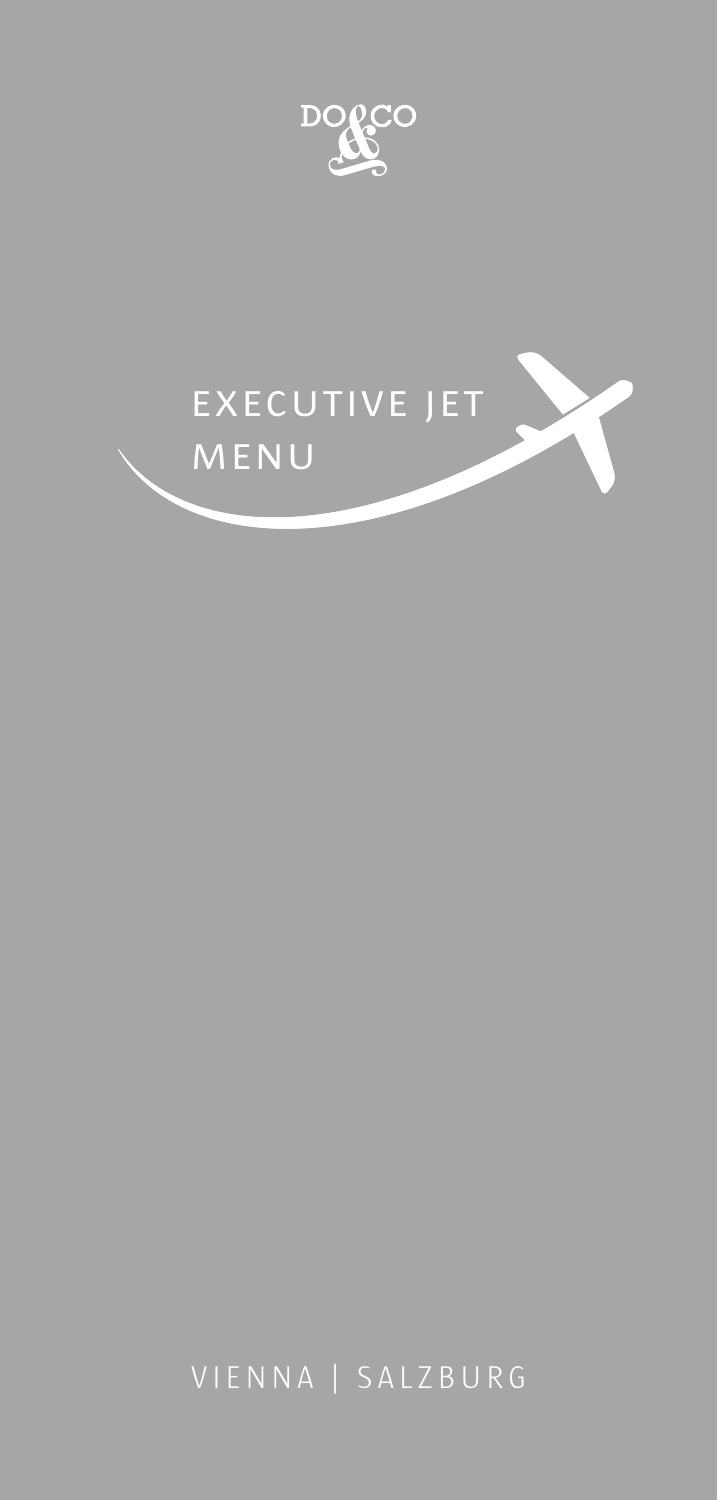DO & CO

# EXECUTIVE JET MENU

VIENNA | SALZBURG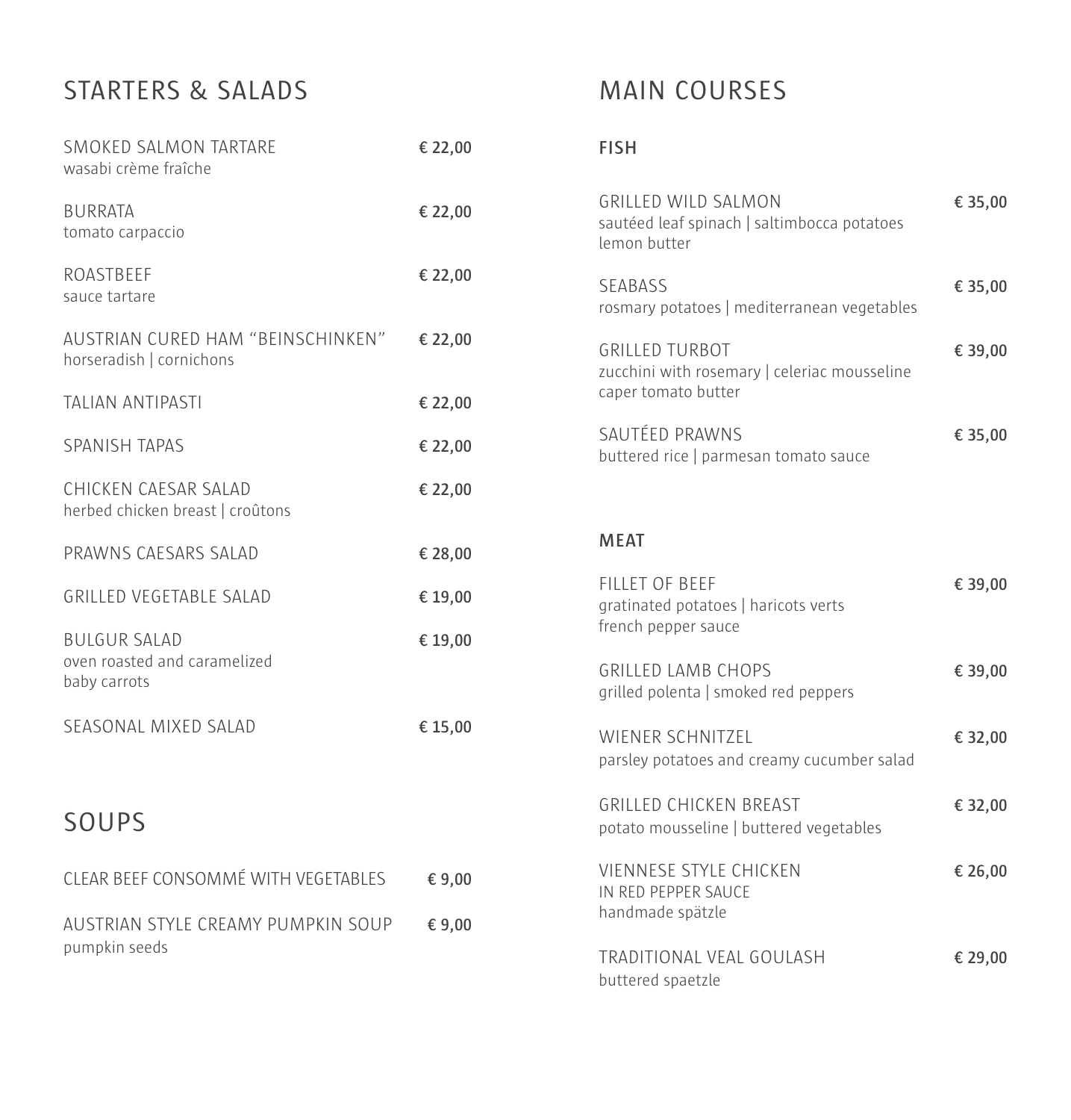## STARTERS & SALADS

SMOKED SALMON TARTARE — € 22,00
wasabi crème fraîche

BURRATA — € 22,00
tomato carpaccio

ROASTBEEF — € 22,00
sauce tartare

AUSTRIAN CURED HAM "BEINSCHINKEN" — € 22,00
horseradish | cornichons

TALIAN ANTIPASTI — € 22,00

SPANISH TAPAS — € 22,00

CHICKEN CAESAR SALAD — € 22,00
herbed chicken breast | croûtons

PRAWNS CAESARS SALAD — € 28,00

GRILLED VEGETABLE SALAD — € 19,00

BULGUR SALAD — € 19,00
oven roasted and caramelized
baby carrots

SEASONAL MIXED SALAD — € 15,00

## SOUPS

CLEAR BEEF CONSOMMÉ WITH VEGETABLES — € 9,00

AUSTRIAN STYLE CREAMY PUMPKIN SOUP — € 9,00
pumpkin seeds

## MAIN COURSES

### FISH

GRILLED WILD SALMON — € 35,00
sautéed leaf spinach | saltimbocca potatoes
lemon butter

SEABASS — € 35,00
rosmary potatoes | mediterranean vegetables

GRILLED TURBOT — € 39,00
zucchini with rosemary | celeriac mousseline
caper tomato butter

SAUTÉED PRAWNS — € 35,00
buttered rice | parmesan tomato sauce

### MEAT

FILLET OF BEEF — € 39,00
gratinated potatoes | haricots verts
french pepper sauce

GRILLED LAMB CHOPS — € 39,00
grilled polenta | smoked red peppers

WIENER SCHNITZEL — € 32,00
parsley potatoes and creamy cucumber salad

GRILLED CHICKEN BREAST — € 32,00
potato mousseline | buttered vegetables

VIENNESE STYLE CHICKEN
IN RED PEPPER SAUCE — € 26,00
handmade spätzle

TRADITIONAL VEAL GOULASH — € 29,00
buttered spaetzle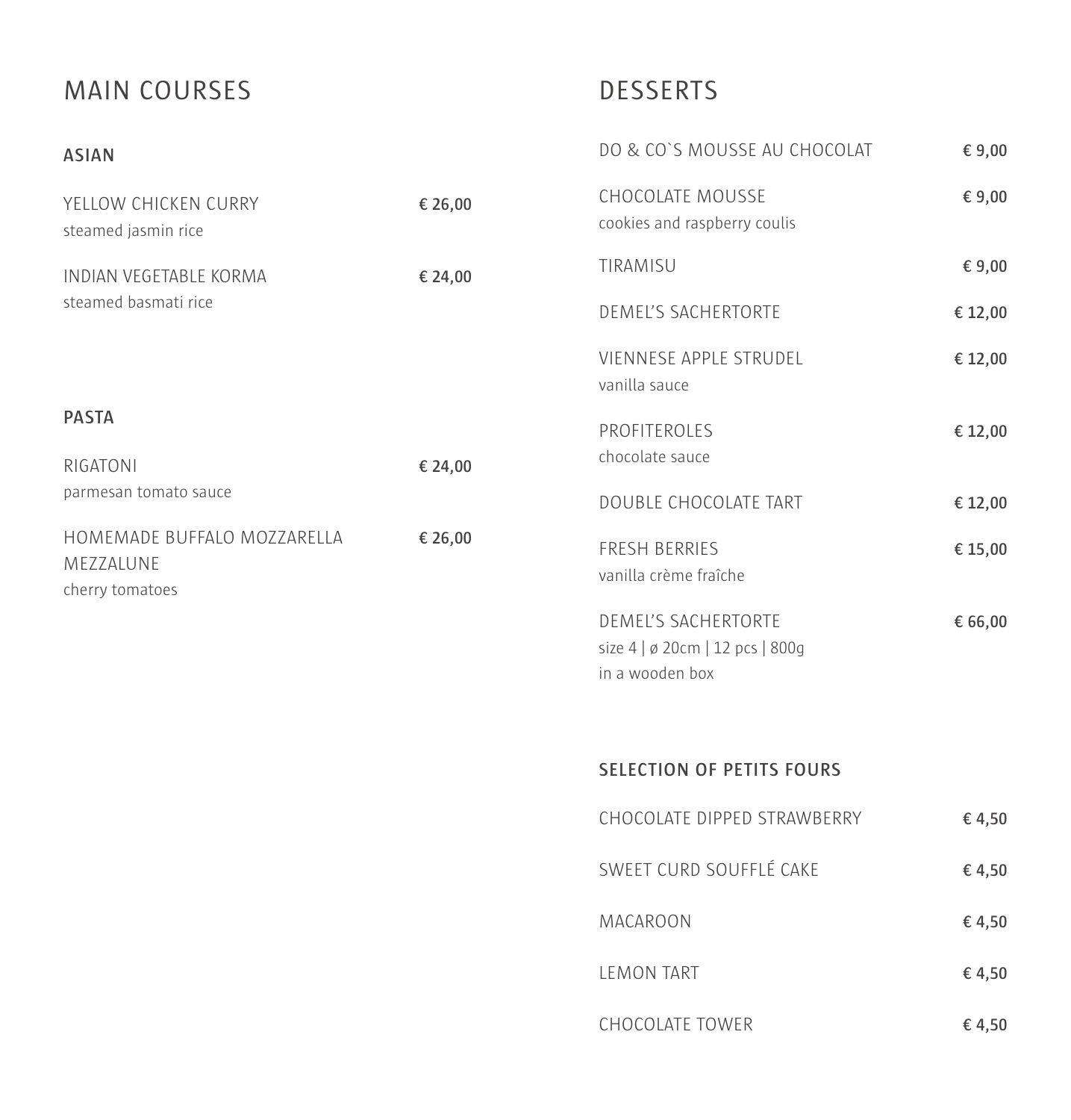# MAIN COURSES

## ASIAN

YELLOW CHICKEN CURRY — € 26,00
steamed jasmin rice

INDIAN VEGETABLE KORMA — € 24,00
steamed basmati rice

## PASTA

RIGATONI — € 24,00
parmesan tomato sauce

HOMEMADE BUFFALO MOZZARELLA MEZZALUNE — € 26,00
cherry tomatoes

# DESSERTS

DO & CO`S MOUSSE AU CHOCOLAT — € 9,00

CHOCOLATE MOUSSE — € 9,00
cookies and raspberry coulis

TIRAMISU — € 9,00

DEMEL'S SACHERTORTE — € 12,00

VIENNESE APPLE STRUDEL — € 12,00
vanilla sauce

PROFITEROLES — € 12,00
chocolate sauce

DOUBLE CHOCOLATE TART — € 12,00

FRESH BERRIES — € 15,00
vanilla crème fraîche

DEMEL'S SACHERTORTE — € 66,00
size 4 | ø 20cm | 12 pcs | 800g
in a wooden box

## SELECTION OF PETITS FOURS

CHOCOLATE DIPPED STRAWBERRY — € 4,50

SWEET CURD SOUFFLÉ CAKE — € 4,50

MACAROON — € 4,50

LEMON TART — € 4,50

CHOCOLATE TOWER — € 4,50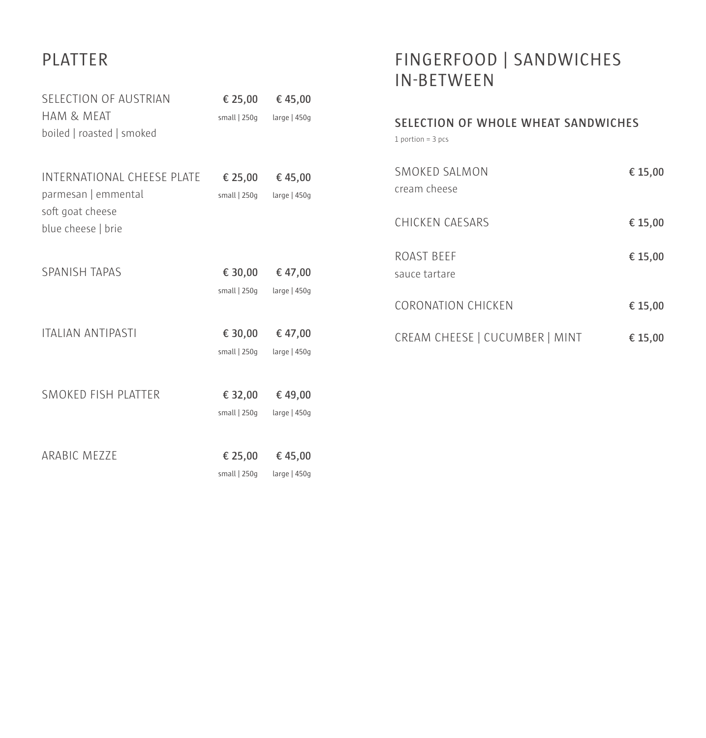## PLATTER

| | small \| 250g | large \| 450g |
|---|---|---|
| SELECTION OF AUSTRIAN HAM & MEAT<br>boiled \| roasted \| smoked | € 25,00 | € 45,00 |
| INTERNATIONAL CHEESE PLATE<br>parmesan \| emmental<br>soft goat cheese<br>blue cheese \| brie | € 25,00 | € 45,00 |
| SPANISH TAPAS | € 30,00 | € 47,00 |
| ITALIAN ANTIPASTI | € 30,00 | € 47,00 |
| SMOKED FISH PLATTER | € 32,00 | € 49,00 |
| ARABIC MEZZE | € 25,00 | € 45,00 |

## FINGERFOOD | SANDWICHES IN-BETWEEN

### SELECTION OF WHOLE WHEAT SANDWICHES

1 portion = 3 pcs

| | |
|---|---|
| SMOKED SALMON<br>cream cheese | € 15,00 |
| CHICKEN CAESARS | € 15,00 |
| ROAST BEEF<br>sauce tartare | € 15,00 |
| CORONATION CHICKEN | € 15,00 |
| CREAM CHEESE \| CUCUMBER \| MINT | € 15,00 |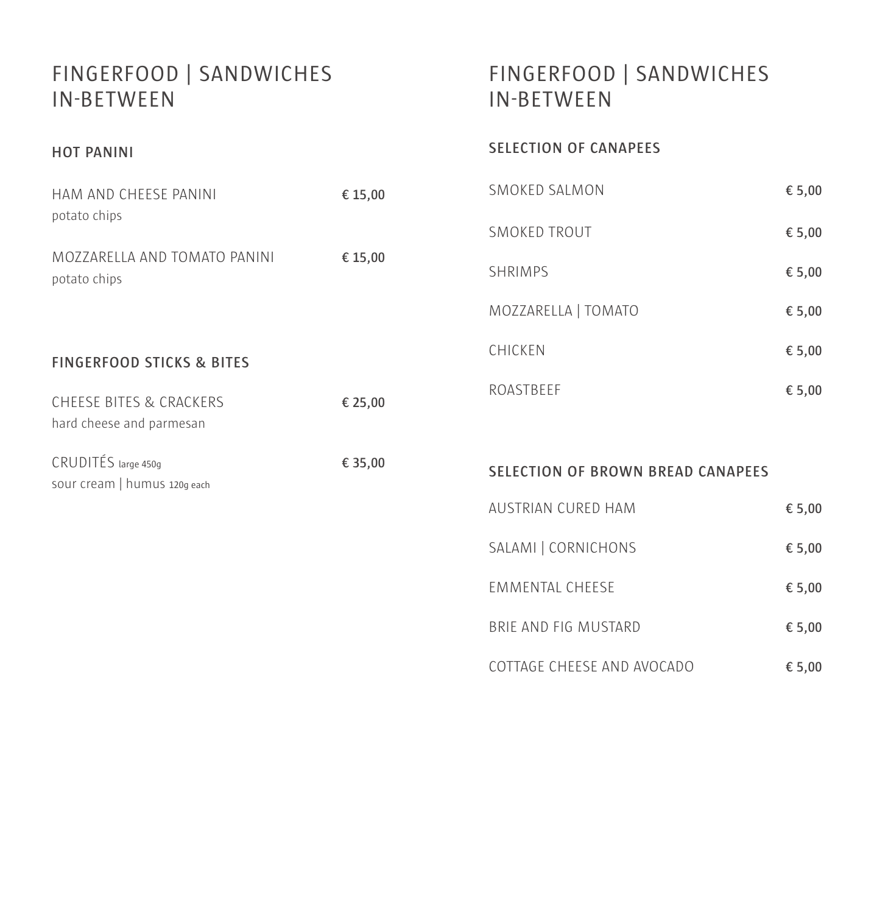# FINGERFOOD | SANDWICHES IN-BETWEEN

## HOT PANINI

| | |
|---|---|
| HAM AND CHEESE PANINI<br>potato chips | € 15,00 |
| MOZZARELLA AND TOMATO PANINI<br>potato chips | € 15,00 |

## FINGERFOOD STICKS & BITES

| | |
|---|---|
| CHEESE BITES & CRACKERS<br>hard cheese and parmesan | € 25,00 |
| CRUDITÉS large 450g<br>sour cream \| humus 120g each | € 35,00 |

# FINGERFOOD | SANDWICHES IN-BETWEEN

## SELECTION OF CANAPEES

| | |
|---|---|
| SMOKED SALMON | € 5,00 |
| SMOKED TROUT | € 5,00 |
| SHRIMPS | € 5,00 |
| MOZZARELLA \| TOMATO | € 5,00 |
| CHICKEN | € 5,00 |
| ROASTBEEF | € 5,00 |

## SELECTION OF BROWN BREAD CANAPEES

| | |
|---|---|
| AUSTRIAN CURED HAM | € 5,00 |
| SALAMI \| CORNICHONS | € 5,00 |
| EMMENTAL CHEESE | € 5,00 |
| BRIE AND FIG MUSTARD | € 5,00 |
| COTTAGE CHEESE AND AVOCADO | € 5,00 |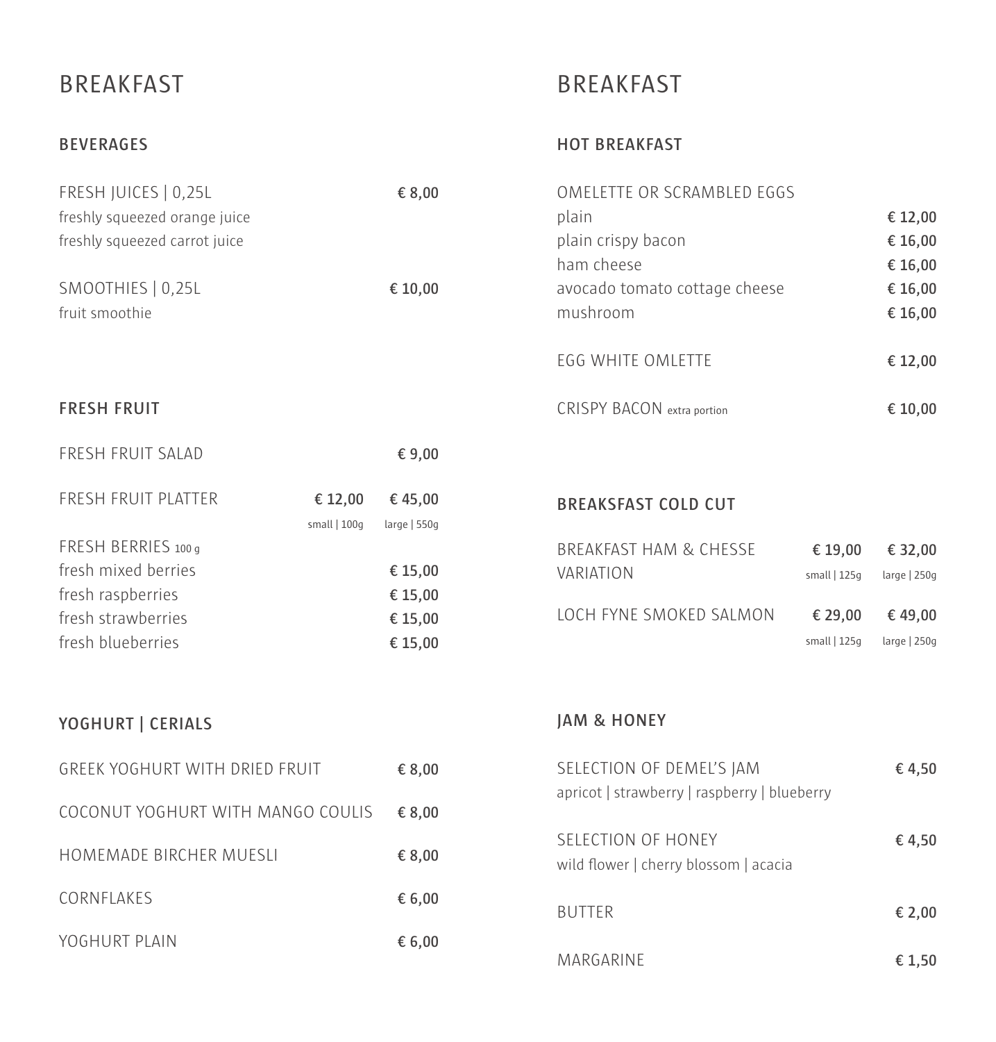# BREAKFAST

## BEVERAGES

| | |
|---|---|
| FRESH JUICES \| 0,25L | € 8,00 |
| freshly squeezed orange juice | |
| freshly squeezed carrot juice | |
| SMOOTHIES \| 0,25L | € 10,00 |
| fruit smoothie | |

## FRESH FRUIT

| | small \| 100g | large \| 550g |
|---|---|---|
| FRESH FRUIT SALAD | | € 9,00 |
| FRESH FRUIT PLATTER | € 12,00 | € 45,00 |

FRESH BERRIES 100 g

| | |
|---|---|
| fresh mixed berries | € 15,00 |
| fresh raspberries | € 15,00 |
| fresh strawberries | € 15,00 |
| fresh blueberries | € 15,00 |

## YOGHURT | CERIALS

| | |
|---|---|
| GREEK YOGHURT WITH DRIED FRUIT | € 8,00 |
| COCONUT YOGHURT WITH MANGO COULIS | € 8,00 |
| HOMEMADE BIRCHER MUESLI | € 8,00 |
| CORNFLAKES | € 6,00 |
| YOGHURT PLAIN | € 6,00 |

# BREAKFAST

## HOT BREAKFAST

OMELETTE OR SCRAMBLED EGGS

| | |
|---|---|
| plain | € 12,00 |
| plain crispy bacon | € 16,00 |
| ham cheese | € 16,00 |
| avocado tomato cottage cheese | € 16,00 |
| mushroom | € 16,00 |
| EGG WHITE OMLETTE | € 12,00 |
| CRISPY BACON extra portion | € 10,00 |

## BREAKSFAST COLD CUT

| | small \| 125g | large \| 250g |
|---|---|---|
| BREAKFAST HAM & CHESSE VARIATION | € 19,00 | € 32,00 |
| LOCH FYNE SMOKED SALMON | € 29,00 | € 49,00 |

## JAM & HONEY

| | |
|---|---|
| SELECTION OF DEMEL'S JAM | € 4,50 |
| apricot \| strawberry \| raspberry \| blueberry | |
| SELECTION OF HONEY | € 4,50 |
| wild flower \| cherry blossom \| acacia | |
| BUTTER | € 2,00 |
| MARGARINE | € 1,50 |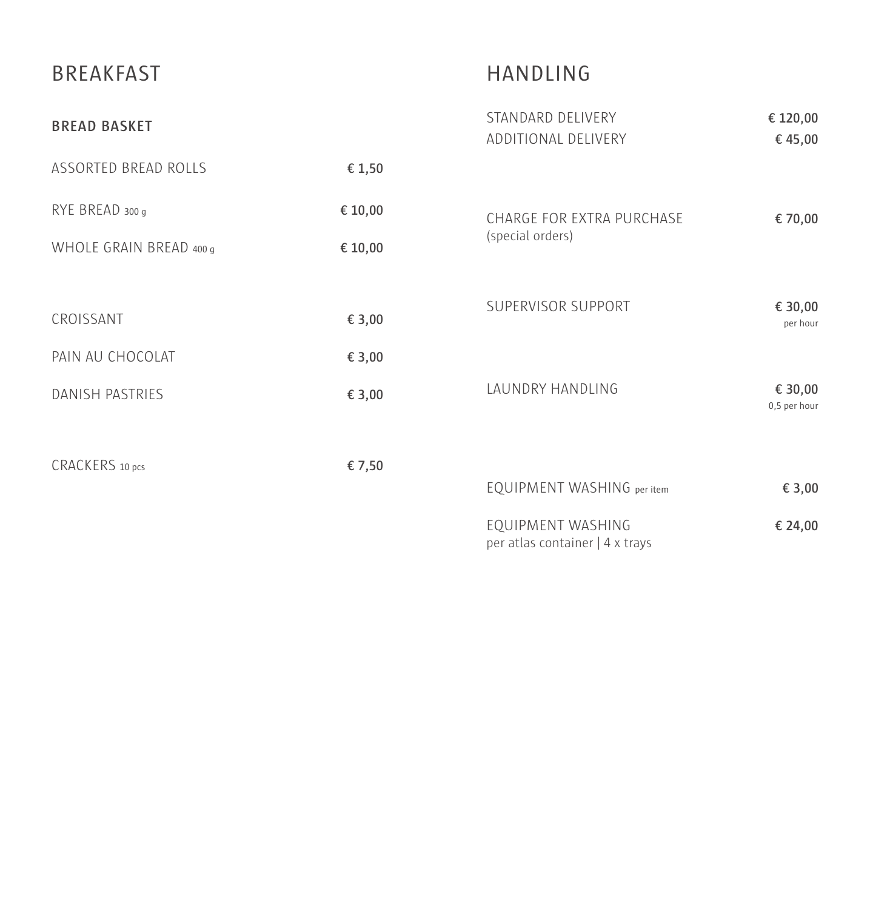# BREAKFAST

## BREAD BASKET

| Item | Price |
|---|---|
| ASSORTED BREAD ROLLS | € 1,50 |
| RYE BREAD 300 g | € 10,00 |
| WHOLE GRAIN BREAD 400 g | € 10,00 |
| CROISSANT | € 3,00 |
| PAIN AU CHOCOLAT | € 3,00 |
| DANISH PASTRIES | € 3,00 |
| CRACKERS 10 pcs | € 7,50 |

# HANDLING

| Item | Price |
|---|---|
| STANDARD DELIVERY | € 120,00 |
| ADDITIONAL DELIVERY | € 45,00 |
| CHARGE FOR EXTRA PURCHASE (special orders) | € 70,00 |
| SUPERVISOR SUPPORT | € 30,00 per hour |
| LAUNDRY HANDLING | € 30,00 0,5 per hour |
| EQUIPMENT WASHING per item | € 3,00 |
| EQUIPMENT WASHING per atlas container \| 4 x trays | € 24,00 |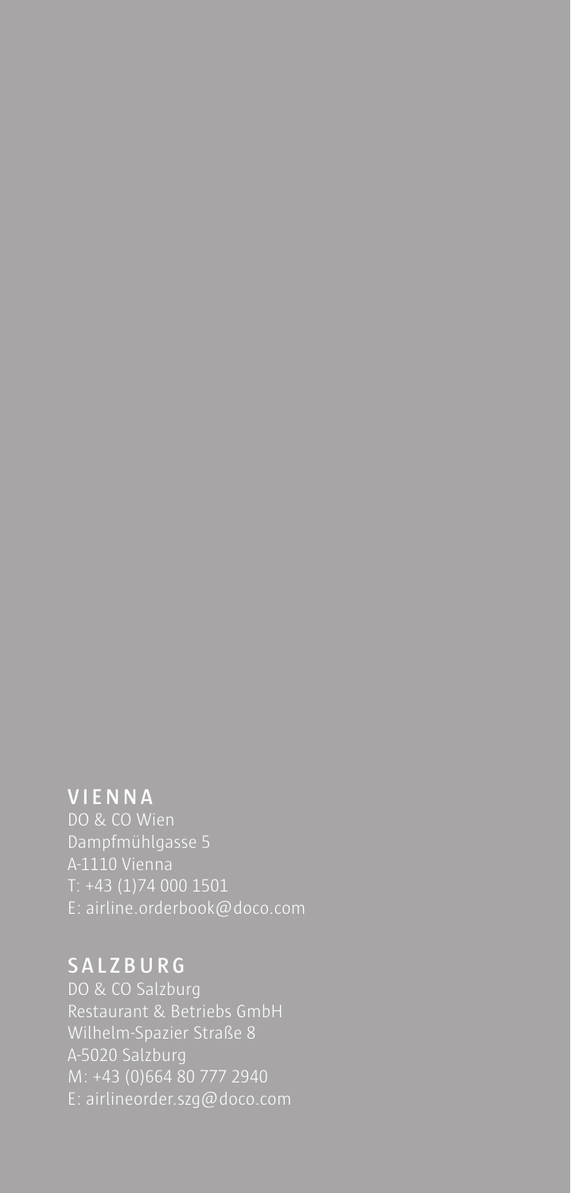## VIENNA

DO & CO Wien
Dampfmühlgasse 5
A-1110 Vienna
T: +43 (1)74 000 1501
E: airline.orderbook@doco.com

## SALZBURG

DO & CO Salzburg
Restaurant & Betriebs GmbH
Wilhelm-Spazier Straße 8
A-5020 Salzburg
M: +43 (0)664 80 777 2940
E: airlineorder.szg@doco.com